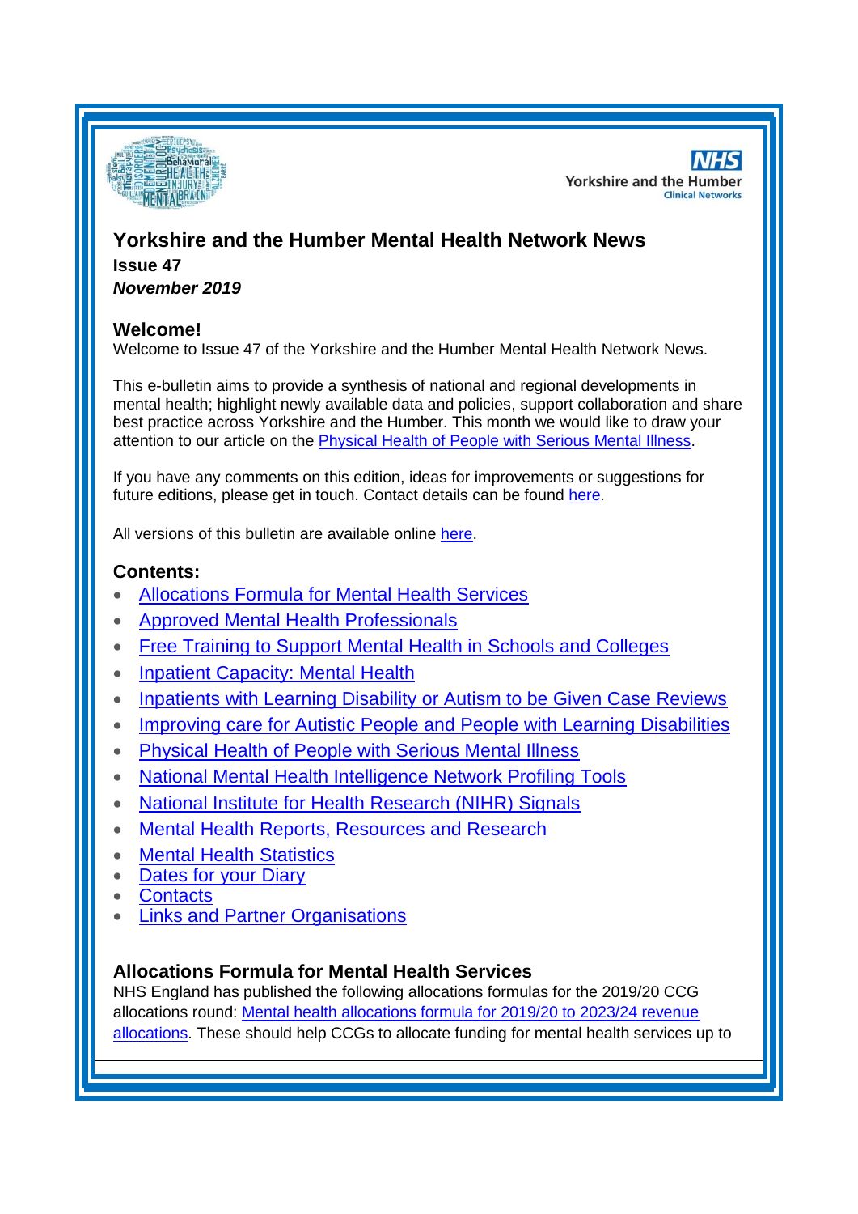# Yorkshire and the Humber Mental Health Network News

**Issue 47**

***November 2019***

## Welcome!

Welcome to Issue 47 of the Yorkshire and the Humber Mental Health Network News.

This e-bulletin aims to provide a synthesis of national and regional developments in mental health; highlight newly available data and policies, support collaboration and share best practice across Yorkshire and the Humber. This month we would like to draw your attention to our article on the Physical Health of People with Serious Mental Illness.

If you have any comments on this edition, ideas for improvements or suggestions for future editions, please get in touch. Contact details can be found here.

All versions of this bulletin are available online here.

## Contents:

- Allocations Formula for Mental Health Services
- Approved Mental Health Professionals
- Free Training to Support Mental Health in Schools and Colleges
- Inpatient Capacity: Mental Health
- Inpatients with Learning Disability or Autism to be Given Case Reviews
- Improving care for Autistic People and People with Learning Disabilities
- Physical Health of People with Serious Mental Illness
- National Mental Health Intelligence Network Profiling Tools
- National Institute for Health Research (NIHR) Signals
- Mental Health Reports, Resources and Research
- Mental Health Statistics
- Dates for your Diary
- Contacts
- Links and Partner Organisations

## Allocations Formula for Mental Health Services

NHS England has published the following allocations formulas for the 2019/20 CCG allocations round: Mental health allocations formula for 2019/20 to 2023/24 revenue allocations. These should help CCGs to allocate funding for mental health services up to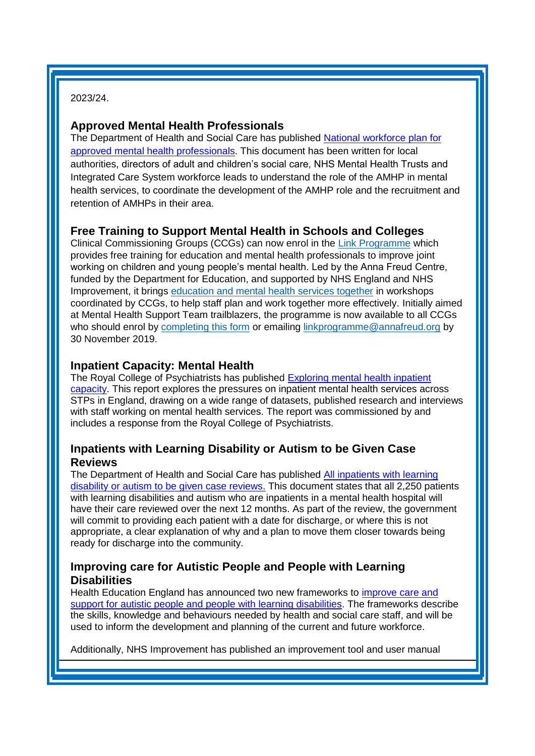2023/24.

## Approved Mental Health Professionals

The Department of Health and Social Care has published National workforce plan for approved mental health professionals. This document has been written for local authorities, directors of adult and children's social care, NHS Mental Health Trusts and Integrated Care System workforce leads to understand the role of the AMHP in mental health services, to coordinate the development of the AMHP role and the recruitment and retention of AMHPs in their area.

## Free Training to Support Mental Health in Schools and Colleges

Clinical Commissioning Groups (CCGs) can now enrol in the Link Programme which provides free training for education and mental health professionals to improve joint working on children and young people's mental health. Led by the Anna Freud Centre, funded by the Department for Education, and supported by NHS England and NHS Improvement, it brings education and mental health services together in workshops coordinated by CCGs, to help staff plan and work together more effectively. Initially aimed at Mental Health Support Team trailblazers, the programme is now available to all CCGs who should enrol by completing this form or emailing linkprogramme@annafreud.org by 30 November 2019.

## Inpatient Capacity: Mental Health

The Royal College of Psychiatrists has published Exploring mental health inpatient capacity. This report explores the pressures on inpatient mental health services across STPs in England, drawing on a wide range of datasets, published research and interviews with staff working on mental health services. The report was commissioned by and includes a response from the Royal College of Psychiatrists.

## Inpatients with Learning Disability or Autism to be Given Case Reviews

The Department of Health and Social Care has published All inpatients with learning disability or autism to be given case reviews. This document states that all 2,250 patients with learning disabilities and autism who are inpatients in a mental health hospital will have their care reviewed over the next 12 months. As part of the review, the government will commit to providing each patient with a date for discharge, or where this is not appropriate, a clear explanation of why and a plan to move them closer towards being ready for discharge into the community.

## Improving care for Autistic People and People with Learning Disabilities

Health Education England has announced two new frameworks to improve care and support for autistic people and people with learning disabilities. The frameworks describe the skills, knowledge and behaviours needed by health and social care staff, and will be used to inform the development and planning of the current and future workforce.

Additionally, NHS Improvement has published an improvement tool and user manual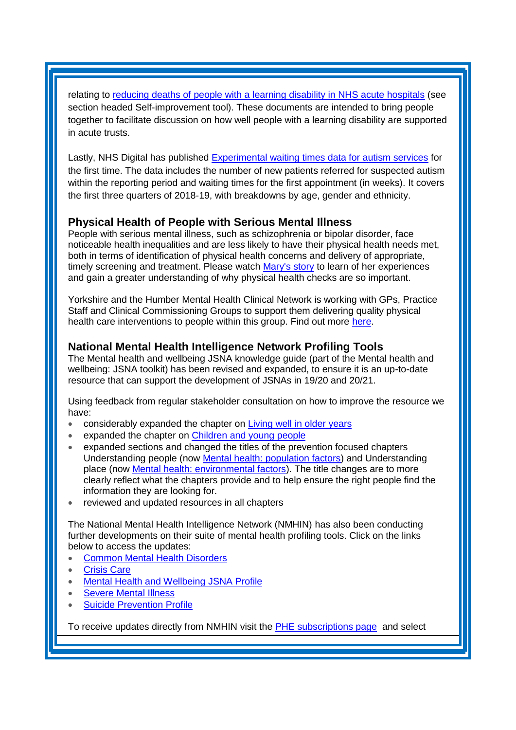relating to reducing deaths of people with a learning disability in NHS acute hospitals (see section headed Self-improvement tool). These documents are intended to bring people together to facilitate discussion on how well people with a learning disability are supported in acute trusts.

Lastly, NHS Digital has published Experimental waiting times data for autism services for the first time. The data includes the number of new patients referred for suspected autism within the reporting period and waiting times for the first appointment (in weeks). It covers the first three quarters of 2018-19, with breakdowns by age, gender and ethnicity.

## Physical Health of People with Serious Mental Illness

People with serious mental illness, such as schizophrenia or bipolar disorder, face noticeable health inequalities and are less likely to have their physical health needs met, both in terms of identification of physical health concerns and delivery of appropriate, timely screening and treatment. Please watch Mary's story to learn of her experiences and gain a greater understanding of why physical health checks are so important.

Yorkshire and the Humber Mental Health Clinical Network is working with GPs, Practice Staff and Clinical Commissioning Groups to support them delivering quality physical health care interventions to people within this group. Find out more here.

## National Mental Health Intelligence Network Profiling Tools

The Mental health and wellbeing JSNA knowledge guide (part of the Mental health and wellbeing: JSNA toolkit) has been revised and expanded, to ensure it is an up-to-date resource that can support the development of JSNAs in 19/20 and 20/21.

Using feedback from regular stakeholder consultation on how to improve the resource we have:

- considerably expanded the chapter on Living well in older years
- expanded the chapter on Children and young people
- expanded sections and changed the titles of the prevention focused chapters Understanding people (now Mental health: population factors) and Understanding place (now Mental health: environmental factors). The title changes are to more clearly reflect what the chapters provide and to help ensure the right people find the information they are looking for.
- reviewed and updated resources in all chapters

The National Mental Health Intelligence Network (NMHIN) has also been conducting further developments on their suite of mental health profiling tools. Click on the links below to access the updates:

- Common Mental Health Disorders
- Crisis Care
- Mental Health and Wellbeing JSNA Profile
- Severe Mental Illness
- Suicide Prevention Profile

To receive updates directly from NMHIN visit the PHE subscriptions page and select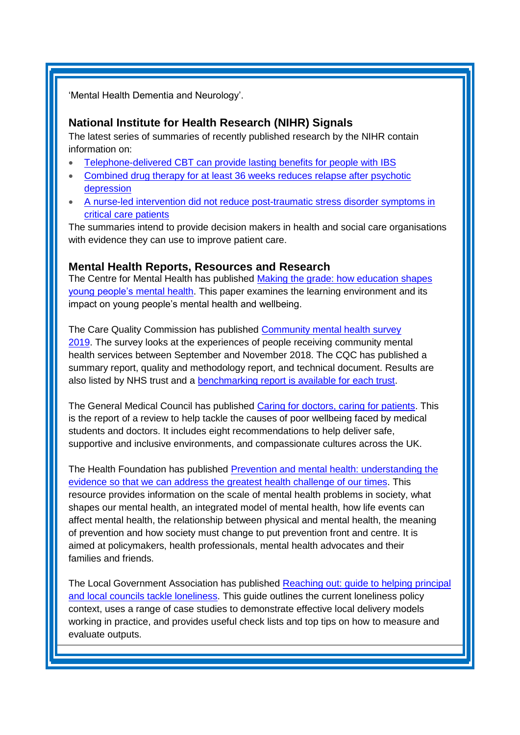'Mental Health Dementia and Neurology'.

### National Institute for Health Research (NIHR) Signals

The latest series of summaries of recently published research by the NIHR contain information on:

- Telephone-delivered CBT can provide lasting benefits for people with IBS
- Combined drug therapy for at least 36 weeks reduces relapse after psychotic depression
- A nurse-led intervention did not reduce post-traumatic stress disorder symptoms in critical care patients

The summaries intend to provide decision makers in health and social care organisations with evidence they can use to improve patient care.

### Mental Health Reports, Resources and Research

The Centre for Mental Health has published Making the grade: how education shapes young people's mental health. This paper examines the learning environment and its impact on young people's mental health and wellbeing.

The Care Quality Commission has published Community mental health survey 2019. The survey looks at the experiences of people receiving community mental health services between September and November 2018. The CQC has published a summary report, quality and methodology report, and technical document. Results are also listed by NHS trust and a benchmarking report is available for each trust.

The General Medical Council has published Caring for doctors, caring for patients. This is the report of a review to help tackle the causes of poor wellbeing faced by medical students and doctors. It includes eight recommendations to help deliver safe, supportive and inclusive environments, and compassionate cultures across the UK.

The Health Foundation has published Prevention and mental health: understanding the evidence so that we can address the greatest health challenge of our times. This resource provides information on the scale of mental health problems in society, what shapes our mental health, an integrated model of mental health, how life events can affect mental health, the relationship between physical and mental health, the meaning of prevention and how society must change to put prevention front and centre. It is aimed at policymakers, health professionals, mental health advocates and their families and friends.

The Local Government Association has published Reaching out: guide to helping principal and local councils tackle loneliness. This guide outlines the current loneliness policy context, uses a range of case studies to demonstrate effective local delivery models working in practice, and provides useful check lists and top tips on how to measure and evaluate outputs.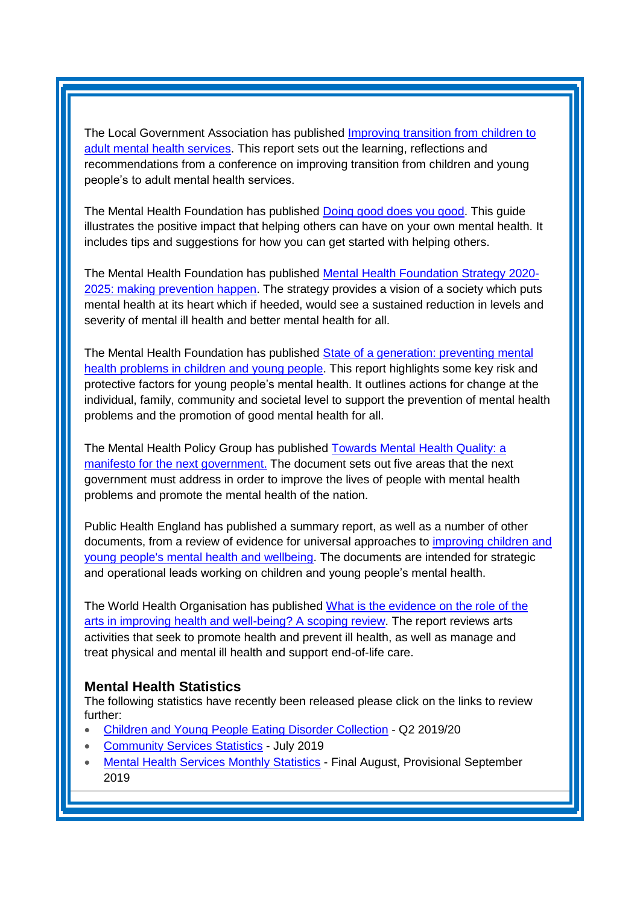The Local Government Association has published [Improving transition from children to adult mental health services](). This report sets out the learning, reflections and recommendations from a conference on improving transition from children and young people's to adult mental health services.

The Mental Health Foundation has published [Doing good does you good](). This guide illustrates the positive impact that helping others can have on your own mental health. It includes tips and suggestions for how you can get started with helping others.

The Mental Health Foundation has published [Mental Health Foundation Strategy 2020-2025: making prevention happen](). The strategy provides a vision of a society which puts mental health at its heart which if heeded, would see a sustained reduction in levels and severity of mental ill health and better mental health for all.

The Mental Health Foundation has published [State of a generation: preventing mental health problems in children and young people](). This report highlights some key risk and protective factors for young people's mental health. It outlines actions for change at the individual, family, community and societal level to support the prevention of mental health problems and the promotion of good mental health for all.

The Mental Health Policy Group has published [Towards Mental Health Quality: a manifesto for the next government.]() The document sets out five areas that the next government must address in order to improve the lives of people with mental health problems and promote the mental health of the nation.

Public Health England has published a summary report, as well as a number of other documents, from a review of evidence for universal approaches to [improving children and young people's mental health and wellbeing](). The documents are intended for strategic and operational leads working on children and young people's mental health.

The World Health Organisation has published [What is the evidence on the role of the arts in improving health and well-being? A scoping review](). The report reviews arts activities that seek to promote health and prevent ill health, as well as manage and treat physical and mental ill health and support end-of-life care.

### Mental Health Statistics

The following statistics have recently been released please click on the links to review further:

- [Children and Young People Eating Disorder Collection]() - Q2 2019/20
- [Community Services Statistics]() - July 2019
- [Mental Health Services Monthly Statistics]() - Final August, Provisional September 2019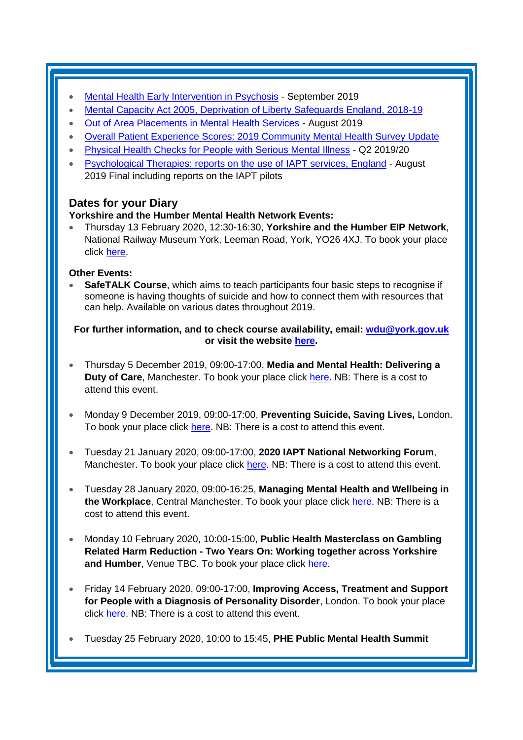- Mental Health Early Intervention in Psychosis - September 2019
- Mental Capacity Act 2005, Deprivation of Liberty Safeguards England, 2018-19
- Out of Area Placements in Mental Health Services - August 2019
- Overall Patient Experience Scores: 2019 Community Mental Health Survey Update
- Physical Health Checks for People with Serious Mental Illness - Q2 2019/20
- Psychological Therapies: reports on the use of IAPT services, England - August 2019 Final including reports on the IAPT pilots

## Dates for your Diary

**Yorkshire and the Humber Mental Health Network Events:**

- Thursday 13 February 2020, 12:30-16:30, **Yorkshire and the Humber EIP Network**, National Railway Museum York, Leeman Road, York, YO26 4XJ. To book your place click here.

**Other Events:**

- **SafeTALK Course**, which aims to teach participants four basic steps to recognise if someone is having thoughts of suicide and how to connect them with resources that can help. Available on various dates throughout 2019.

**For further information, and to check course availability, email: wdu@york.gov.uk or visit the website here.**

- Thursday 5 December 2019, 09:00-17:00, **Media and Mental Health: Delivering a Duty of Care**, Manchester. To book your place click here. NB: There is a cost to attend this event.

- Monday 9 December 2019, 09:00-17:00, **Preventing Suicide, Saving Lives,** London. To book your place click here. NB: There is a cost to attend this event.

- Tuesday 21 January 2020, 09:00-17:00, **2020 IAPT National Networking Forum**, Manchester. To book your place click here. NB: There is a cost to attend this event.

- Tuesday 28 January 2020, 09:00-16:25, **Managing Mental Health and Wellbeing in the Workplace**, Central Manchester. To book your place click here. NB: There is a cost to attend this event.

- Monday 10 February 2020, 10:00-15:00, **Public Health Masterclass on Gambling Related Harm Reduction - Two Years On: Working together across Yorkshire and Humber**, Venue TBC. To book your place click here.

- Friday 14 February 2020, 09:00-17:00, **Improving Access, Treatment and Support for People with a Diagnosis of Personality Disorder**, London. To book your place click here. NB: There is a cost to attend this event.

- Tuesday 25 February 2020, 10:00 to 15:45, **PHE Public Mental Health Summit**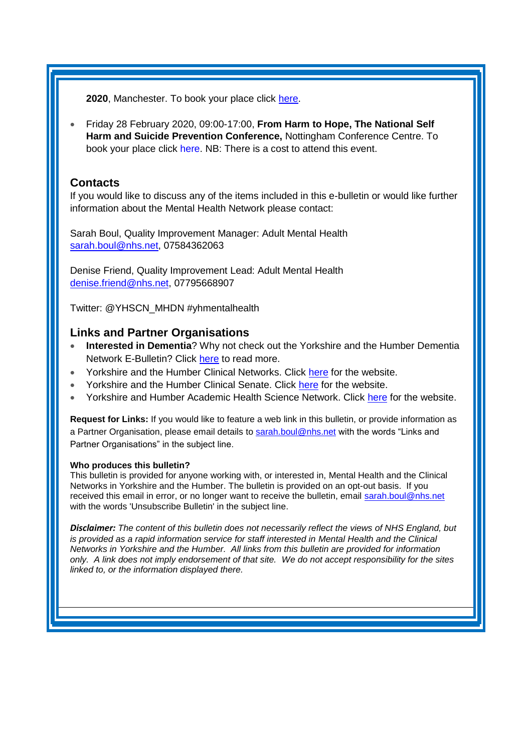**2020**, Manchester. To book your place click here.

- Friday 28 February 2020, 09:00-17:00, **From Harm to Hope, The National Self Harm and Suicide Prevention Conference,** Nottingham Conference Centre. To book your place click here. NB: There is a cost to attend this event.

## Contacts

If you would like to discuss any of the items included in this e-bulletin or would like further information about the Mental Health Network please contact:

Sarah Boul, Quality Improvement Manager: Adult Mental Health
sarah.boul@nhs.net, 07584362063

Denise Friend, Quality Improvement Lead: Adult Mental Health
denise.friend@nhs.net, 07795668907

Twitter: @YHSCN_MHDN #yhmentalhealth

## Links and Partner Organisations

- **Interested in Dementia**? Why not check out the Yorkshire and the Humber Dementia Network E-Bulletin? Click here to read more.
- Yorkshire and the Humber Clinical Networks. Click here for the website.
- Yorkshire and the Humber Clinical Senate. Click here for the website.
- Yorkshire and Humber Academic Health Science Network. Click here for the website.

**Request for Links:** If you would like to feature a web link in this bulletin, or provide information as a Partner Organisation, please email details to sarah.boul@nhs.net with the words "Links and Partner Organisations" in the subject line.

**Who produces this bulletin?**
This bulletin is provided for anyone working with, or interested in, Mental Health and the Clinical Networks in Yorkshire and the Humber. The bulletin is provided on an opt-out basis. If you received this email in error, or no longer want to receive the bulletin, email sarah.boul@nhs.net with the words 'Unsubscribe Bulletin' in the subject line.

***Disclaimer:*** *The content of this bulletin does not necessarily reflect the views of NHS England, but is provided as a rapid information service for staff interested in Mental Health and the Clinical Networks in Yorkshire and the Humber. All links from this bulletin are provided for information only. A link does not imply endorsement of that site. We do not accept responsibility for the sites linked to, or the information displayed there.*